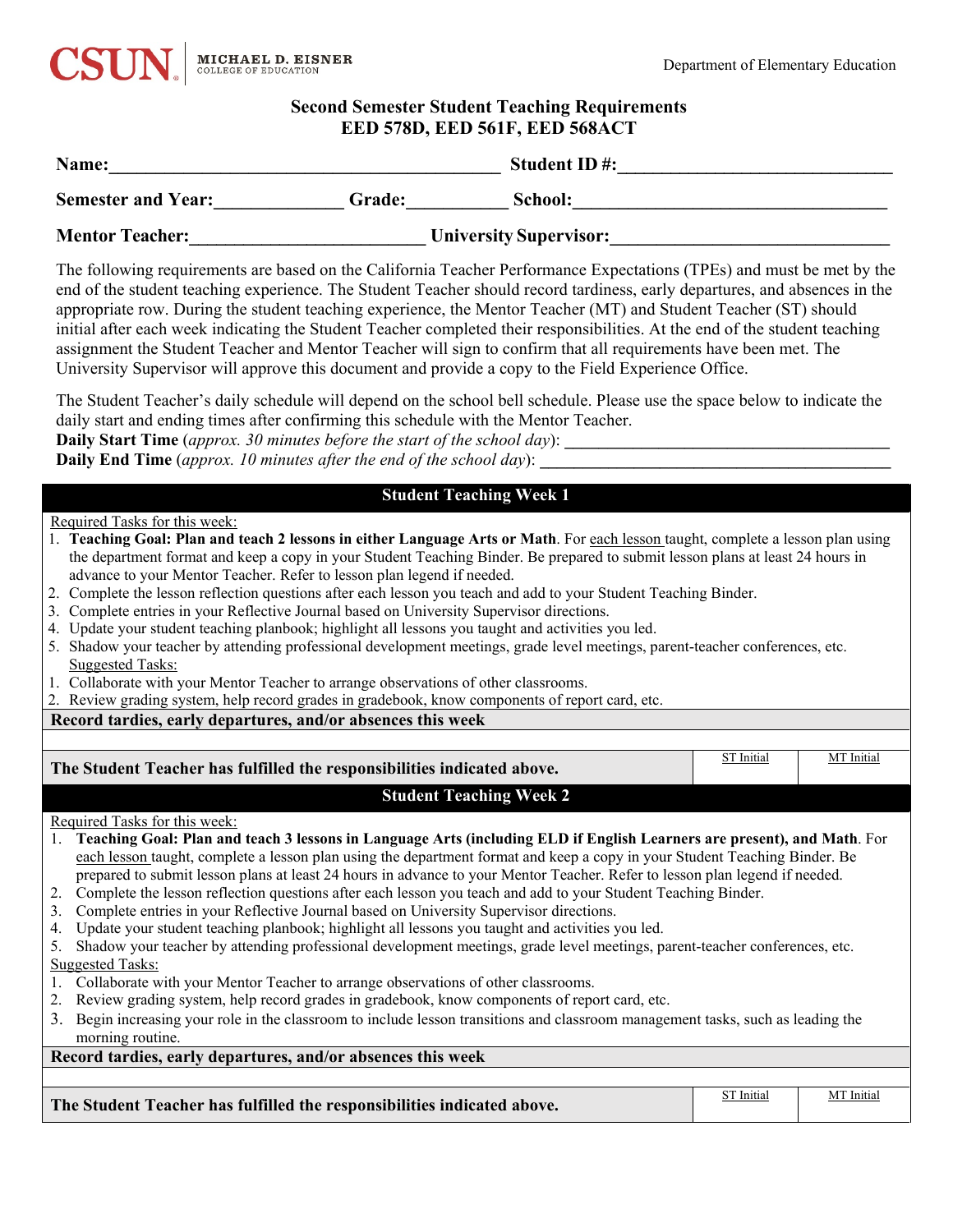CSUN | MICHAEL D. EISNER COLLEGE OF EDUCATION

Department of Elementary Education

## Second Semester Student Teaching Requirements
## EED 578D, EED 561F, EED 568ACT

**Name:**__________________________________________ **Student ID #:**______________________________

**Semester and Year:**______________ **Grade:**___________ **School:**___________________________________

**Mentor Teacher:**_________________________ **University Supervisor:**______________________________

The following requirements are based on the California Teacher Performance Expectations (TPEs) and must be met by the end of the student teaching experience. The Student Teacher should record tardiness, early departures, and absences in the appropriate row. During the student teaching experience, the Mentor Teacher (MT) and Student Teacher (ST) should initial after each week indicating the Student Teacher completed their responsibilities. At the end of the student teaching assignment the Student Teacher and Mentor Teacher will sign to confirm that all requirements have been met. The University Supervisor will approve this document and provide a copy to the Field Experience Office.

The Student Teacher's daily schedule will depend on the school bell schedule. Please use the space below to indicate the daily start and ending times after confirming this schedule with the Mentor Teacher.

**Daily Start Time** (*approx. 30 minutes before the start of the school day*): _____________________________________

**Daily End Time** (*approx. 10 minutes after the end of the school day*): ________________________________________

### Student Teaching Week 1

Required Tasks for this week:

1. **Teaching Goal: Plan and teach 2 lessons in either Language Arts or Math**. For each lesson taught, complete a lesson plan using the department format and keep a copy in your Student Teaching Binder. Be prepared to submit lesson plans at least 24 hours in advance to your Mentor Teacher. Refer to lesson plan legend if needed.
2. Complete the lesson reflection questions after each lesson you teach and add to your Student Teaching Binder.
3. Complete entries in your Reflective Journal based on University Supervisor directions.
4. Update your student teaching planbook; highlight all lessons you taught and activities you led.
5. Shadow your teacher by attending professional development meetings, grade level meetings, parent-teacher conferences, etc.

Suggested Tasks:

1. Collaborate with your Mentor Teacher to arrange observations of other classrooms.
2. Review grading system, help record grades in gradebook, know components of report card, etc.

**Record tardies, early departures, and/or absences this week**

| | ST Initial | MT Initial |
|---|---|---|
| **The Student Teacher has fulfilled the responsibilities indicated above.** | | |

### Student Teaching Week 2

Required Tasks for this week:

1. **Teaching Goal: Plan and teach 3 lessons in Language Arts (including ELD if English Learners are present), and Math**. For each lesson taught, complete a lesson plan using the department format and keep a copy in your Student Teaching Binder. Be prepared to submit lesson plans at least 24 hours in advance to your Mentor Teacher. Refer to lesson plan legend if needed.
2. Complete the lesson reflection questions after each lesson you teach and add to your Student Teaching Binder.
3. Complete entries in your Reflective Journal based on University Supervisor directions.
4. Update your student teaching planbook; highlight all lessons you taught and activities you led.
5. Shadow your teacher by attending professional development meetings, grade level meetings, parent-teacher conferences, etc.

Suggested Tasks:

1. Collaborate with your Mentor Teacher to arrange observations of other classrooms.
2. Review grading system, help record grades in gradebook, know components of report card, etc.
3. Begin increasing your role in the classroom to include lesson transitions and classroom management tasks, such as leading the morning routine.

**Record tardies, early departures, and/or absences this week**

| | ST Initial | MT Initial |
|---|---|---|
| **The Student Teacher has fulfilled the responsibilities indicated above.** | | |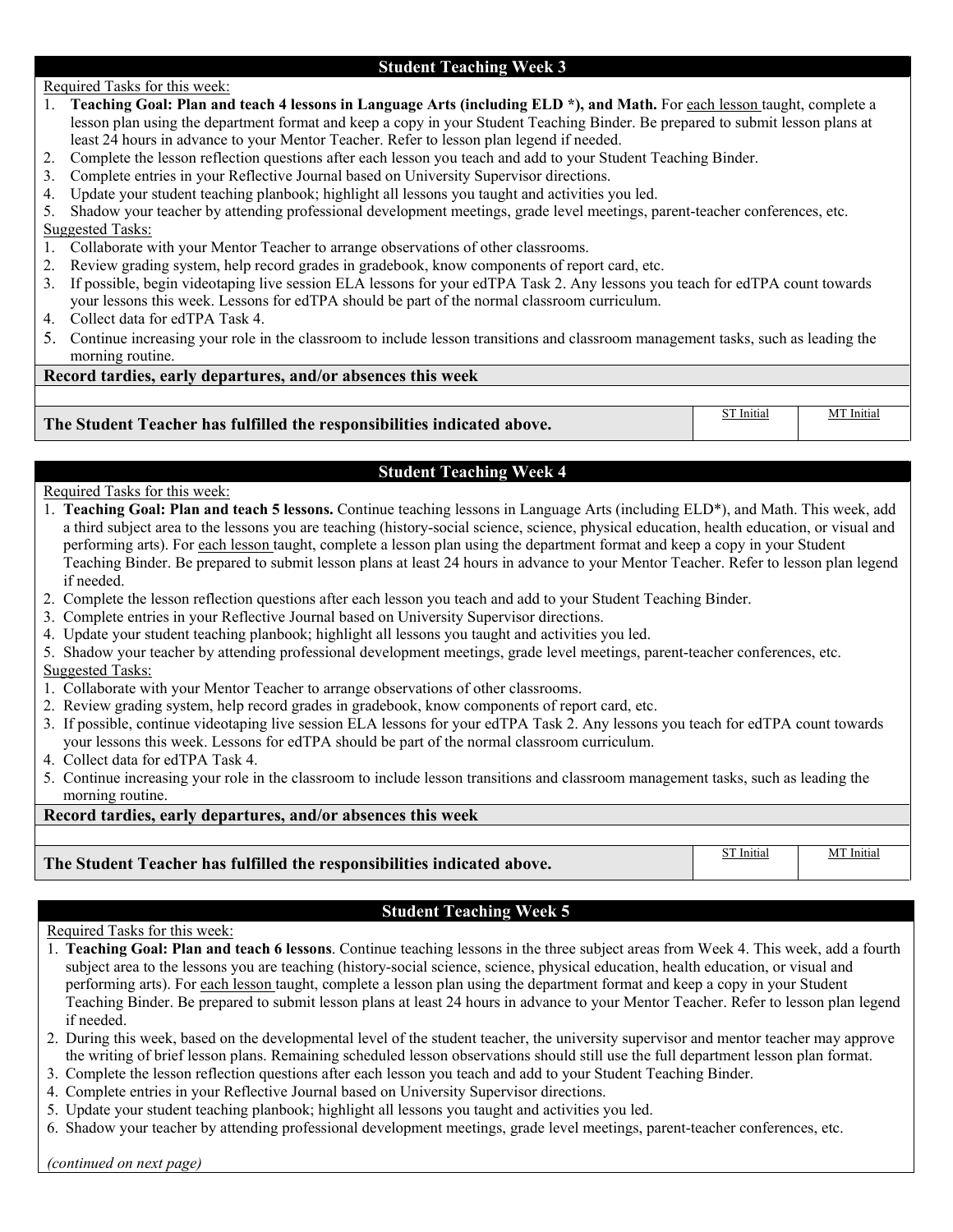## Student Teaching Week 3

Required Tasks for this week:

1. **Teaching Goal: Plan and teach 4 lessons in Language Arts (including ELD *), and Math.** For each lesson taught, complete a lesson plan using the department format and keep a copy in your Student Teaching Binder. Be prepared to submit lesson plans at least 24 hours in advance to your Mentor Teacher. Refer to lesson plan legend if needed.
2. Complete the lesson reflection questions after each lesson you teach and add to your Student Teaching Binder.
3. Complete entries in your Reflective Journal based on University Supervisor directions.
4. Update your student teaching planbook; highlight all lessons you taught and activities you led.
5. Shadow your teacher by attending professional development meetings, grade level meetings, parent-teacher conferences, etc.

Suggested Tasks:

1. Collaborate with your Mentor Teacher to arrange observations of other classrooms.
2. Review grading system, help record grades in gradebook, know components of report card, etc.
3. If possible, begin videotaping live session ELA lessons for your edTPA Task 2. Any lessons you teach for edTPA count towards your lessons this week. Lessons for edTPA should be part of the normal classroom curriculum.
4. Collect data for edTPA Task 4.
5. Continue increasing your role in the classroom to include lesson transitions and classroom management tasks, such as leading the morning routine.

| **Record tardies, early departures, and/or absences this week** | | |
|---|---|---|
| | | |
| **The Student Teacher has fulfilled the responsibilities indicated above.** | ST Initial | MT Initial |

## Student Teaching Week 4

Required Tasks for this week:

1. **Teaching Goal: Plan and teach 5 lessons.** Continue teaching lessons in Language Arts (including ELD*), and Math. This week, add a third subject area to the lessons you are teaching (history-social science, science, physical education, health education, or visual and performing arts). For each lesson taught, complete a lesson plan using the department format and keep a copy in your Student Teaching Binder. Be prepared to submit lesson plans at least 24 hours in advance to your Mentor Teacher. Refer to lesson plan legend if needed.
2. Complete the lesson reflection questions after each lesson you teach and add to your Student Teaching Binder.
3. Complete entries in your Reflective Journal based on University Supervisor directions.
4. Update your student teaching planbook; highlight all lessons you taught and activities you led.
5. Shadow your teacher by attending professional development meetings, grade level meetings, parent-teacher conferences, etc.

Suggested Tasks:

1. Collaborate with your Mentor Teacher to arrange observations of other classrooms.
2. Review grading system, help record grades in gradebook, know components of report card, etc.
3. If possible, continue videotaping live session ELA lessons for your edTPA Task 2. Any lessons you teach for edTPA count towards your lessons this week. Lessons for edTPA should be part of the normal classroom curriculum.
4. Collect data for edTPA Task 4.
5. Continue increasing your role in the classroom to include lesson transitions and classroom management tasks, such as leading the morning routine.

| **Record tardies, early departures, and/or absences this week** | | |
|---|---|---|
| | | |
| **The Student Teacher has fulfilled the responsibilities indicated above.** | ST Initial | MT Initial |

## Student Teaching Week 5

Required Tasks for this week:

1. **Teaching Goal: Plan and teach 6 lessons**. Continue teaching lessons in the three subject areas from Week 4. This week, add a fourth subject area to the lessons you are teaching (history-social science, science, physical education, health education, or visual and performing arts). For each lesson taught, complete a lesson plan using the department format and keep a copy in your Student Teaching Binder. Be prepared to submit lesson plans at least 24 hours in advance to your Mentor Teacher. Refer to lesson plan legend if needed.
2. During this week, based on the developmental level of the student teacher, the university supervisor and mentor teacher may approve the writing of brief lesson plans. Remaining scheduled lesson observations should still use the full department lesson plan format.
3. Complete the lesson reflection questions after each lesson you teach and add to your Student Teaching Binder.
4. Complete entries in your Reflective Journal based on University Supervisor directions.
5. Update your student teaching planbook; highlight all lessons you taught and activities you led.
6. Shadow your teacher by attending professional development meetings, grade level meetings, parent-teacher conferences, etc.

*(continued on next page)*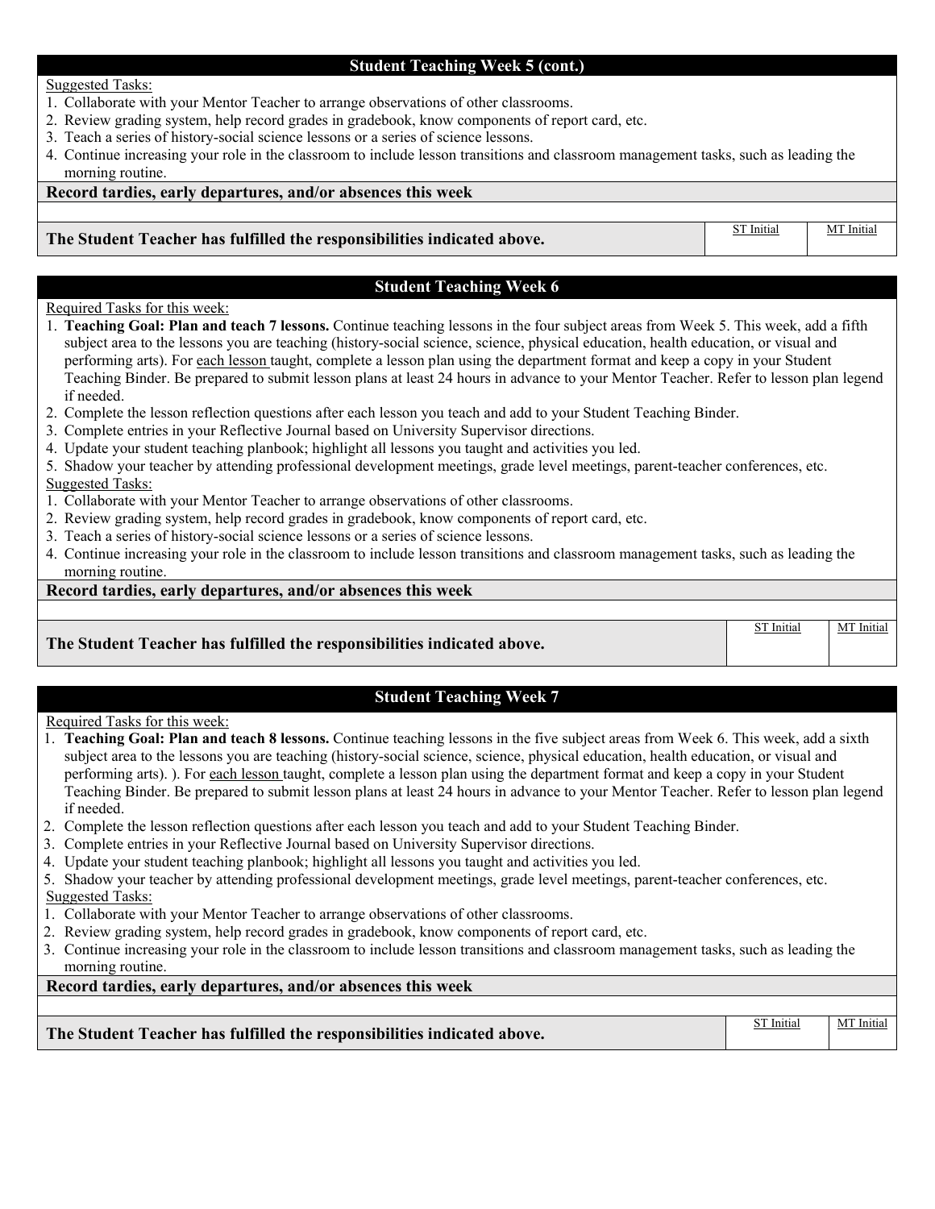## Student Teaching Week 5 (cont.)

Suggested Tasks:

1. Collaborate with your Mentor Teacher to arrange observations of other classrooms.
2. Review grading system, help record grades in gradebook, know components of report card, etc.
3. Teach a series of history-social science lessons or a series of science lessons.
4. Continue increasing your role in the classroom to include lesson transitions and classroom management tasks, such as leading the morning routine.

**Record tardies, early departures, and/or absences this week**

| **The Student Teacher has fulfilled the responsibilities indicated above.** | ST Initial | MT Initial |
|---|---|---|

## Student Teaching Week 6

Required Tasks for this week:

1. **Teaching Goal: Plan and teach 7 lessons.** Continue teaching lessons in the four subject areas from Week 5. This week, add a fifth subject area to the lessons you are teaching (history-social science, science, physical education, health education, or visual and performing arts). For each lesson taught, complete a lesson plan using the department format and keep a copy in your Student Teaching Binder. Be prepared to submit lesson plans at least 24 hours in advance to your Mentor Teacher. Refer to lesson plan legend if needed.
2. Complete the lesson reflection questions after each lesson you teach and add to your Student Teaching Binder.
3. Complete entries in your Reflective Journal based on University Supervisor directions.
4. Update your student teaching planbook; highlight all lessons you taught and activities you led.
5. Shadow your teacher by attending professional development meetings, grade level meetings, parent-teacher conferences, etc.

Suggested Tasks:

1. Collaborate with your Mentor Teacher to arrange observations of other classrooms.
2. Review grading system, help record grades in gradebook, know components of report card, etc.
3. Teach a series of history-social science lessons or a series of science lessons.
4. Continue increasing your role in the classroom to include lesson transitions and classroom management tasks, such as leading the morning routine.

**Record tardies, early departures, and/or absences this week**

| **The Student Teacher has fulfilled the responsibilities indicated above.** | ST Initial | MT Initial |
|---|---|---|

## Student Teaching Week 7

Required Tasks for this week:

1. **Teaching Goal: Plan and teach 8 lessons.** Continue teaching lessons in the five subject areas from Week 6. This week, add a sixth subject area to the lessons you are teaching (history-social science, science, physical education, health education, or visual and performing arts). ). For each lesson taught, complete a lesson plan using the department format and keep a copy in your Student Teaching Binder. Be prepared to submit lesson plans at least 24 hours in advance to your Mentor Teacher. Refer to lesson plan legend if needed.
2. Complete the lesson reflection questions after each lesson you teach and add to your Student Teaching Binder.
3. Complete entries in your Reflective Journal based on University Supervisor directions.
4. Update your student teaching planbook; highlight all lessons you taught and activities you led.
5. Shadow your teacher by attending professional development meetings, grade level meetings, parent-teacher conferences, etc.

Suggested Tasks:

1. Collaborate with your Mentor Teacher to arrange observations of other classrooms.
2. Review grading system, help record grades in gradebook, know components of report card, etc.
3. Continue increasing your role in the classroom to include lesson transitions and classroom management tasks, such as leading the morning routine.

**Record tardies, early departures, and/or absences this week**

| **The Student Teacher has fulfilled the responsibilities indicated above.** | ST Initial | MT Initial |
|---|---|---|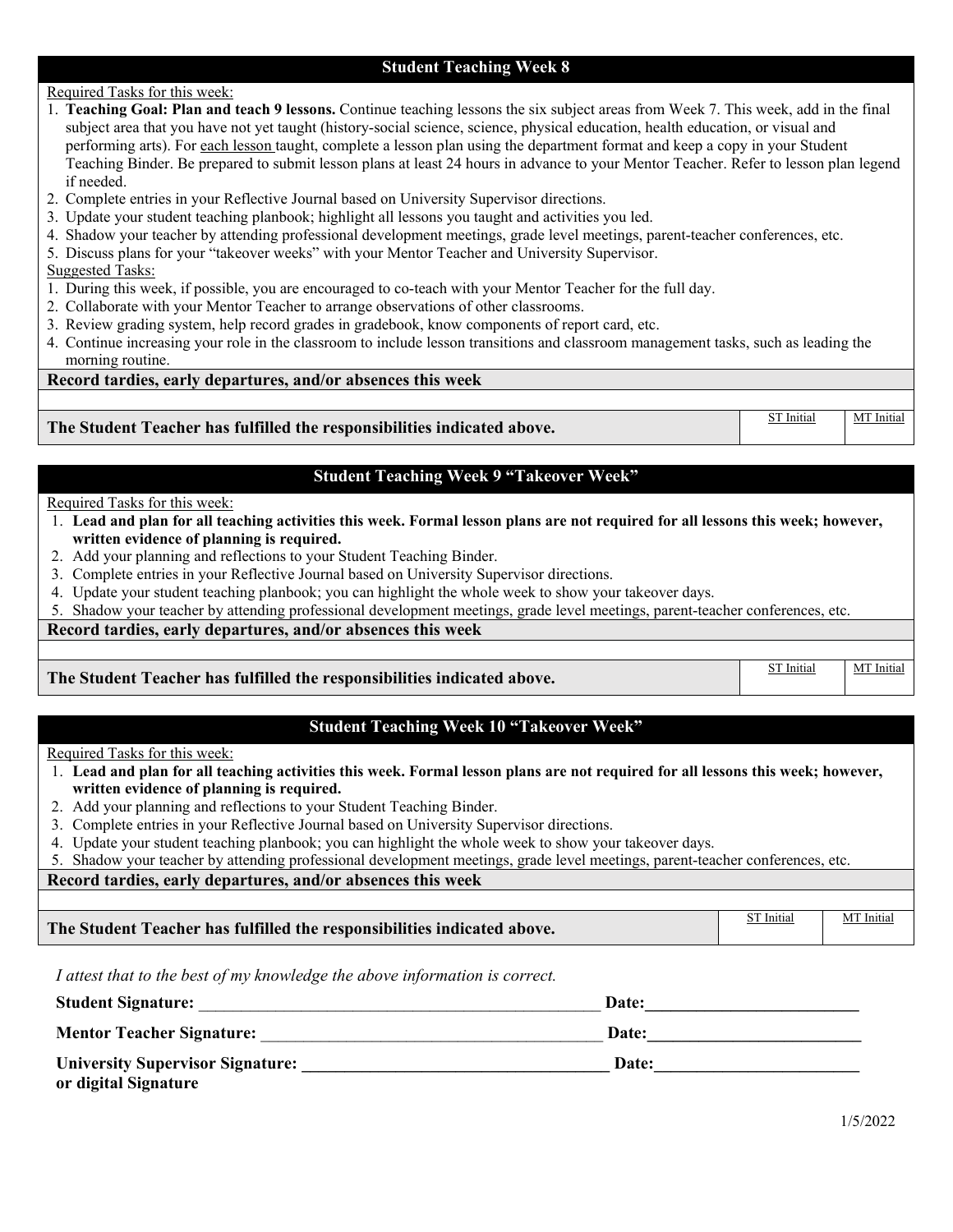## Student Teaching Week 8

Required Tasks for this week:

1. **Teaching Goal: Plan and teach 9 lessons.** Continue teaching lessons the six subject areas from Week 7. This week, add in the final subject area that you have not yet taught (history-social science, science, physical education, health education, or visual and performing arts). For each lesson taught, complete a lesson plan using the department format and keep a copy in your Student Teaching Binder. Be prepared to submit lesson plans at least 24 hours in advance to your Mentor Teacher. Refer to lesson plan legend if needed.
2. Complete entries in your Reflective Journal based on University Supervisor directions.
3. Update your student teaching planbook; highlight all lessons you taught and activities you led.
4. Shadow your teacher by attending professional development meetings, grade level meetings, parent-teacher conferences, etc.
5. Discuss plans for your "takeover weeks" with your Mentor Teacher and University Supervisor.

Suggested Tasks:

1. During this week, if possible, you are encouraged to co-teach with your Mentor Teacher for the full day.
2. Collaborate with your Mentor Teacher to arrange observations of other classrooms.
3. Review grading system, help record grades in gradebook, know components of report card, etc.
4. Continue increasing your role in the classroom to include lesson transitions and classroom management tasks, such as leading the morning routine.

**Record tardies, early departures, and/or absences this week**

| | | |
|---|---|---|
| **The Student Teacher has fulfilled the responsibilities indicated above.** | ST Initial | MT Initial |

## Student Teaching Week 9 "Takeover Week"

Required Tasks for this week:

1. **Lead and plan for all teaching activities this week. Formal lesson plans are not required for all lessons this week; however, written evidence of planning is required.**
2. Add your planning and reflections to your Student Teaching Binder.
3. Complete entries in your Reflective Journal based on University Supervisor directions.
4. Update your student teaching planbook; you can highlight the whole week to show your takeover days.
5. Shadow your teacher by attending professional development meetings, grade level meetings, parent-teacher conferences, etc.

**Record tardies, early departures, and/or absences this week**

| | | |
|---|---|---|
| **The Student Teacher has fulfilled the responsibilities indicated above.** | ST Initial | MT Initial |

## Student Teaching Week 10 "Takeover Week"

Required Tasks for this week:

1. **Lead and plan for all teaching activities this week. Formal lesson plans are not required for all lessons this week; however, written evidence of planning is required.**
2. Add your planning and reflections to your Student Teaching Binder.
3. Complete entries in your Reflective Journal based on University Supervisor directions.
4. Update your student teaching planbook; you can highlight the whole week to show your takeover days.
5. Shadow your teacher by attending professional development meetings, grade level meetings, parent-teacher conferences, etc.

**Record tardies, early departures, and/or absences this week**

| | | |
|---|---|---|
| **The Student Teacher has fulfilled the responsibilities indicated above.** | ST Initial | MT Initial |

*I attest that to the best of my knowledge the above information is correct.*

**Student Signature:** __________________________________________________ **Date:**_________________________

**Mentor Teacher Signature:** __________________________________________ **Date:**_________________________

**University Supervisor Signature:** _____________________________________ **Date:**_________________________
**or digital Signature**

1/5/2022